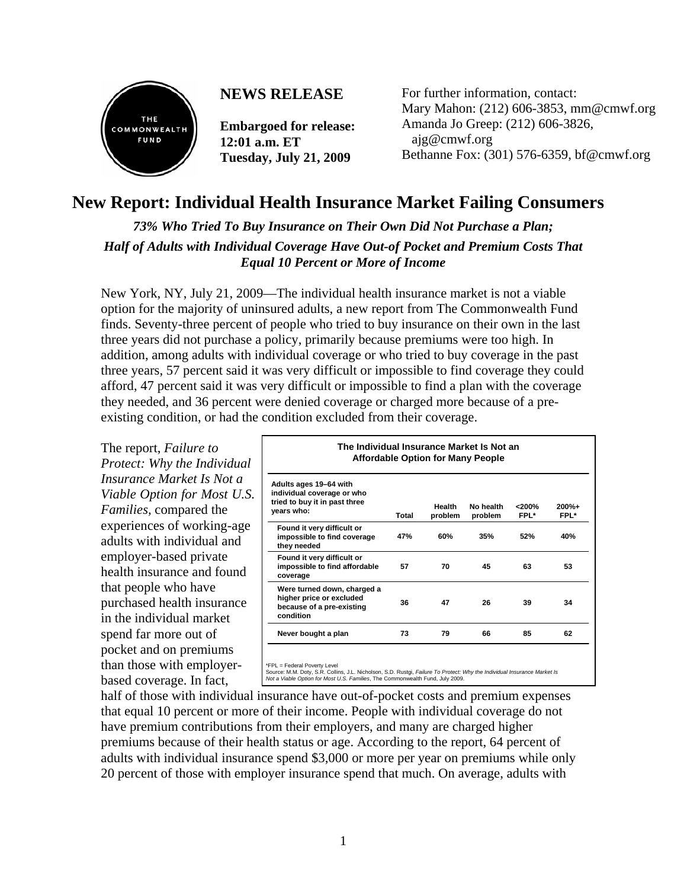THE COMMONWEALTH FUND

**NEWS RELEASE**

**Embargoed for release:**
**12:01 a.m. ET**
**Tuesday, July 21, 2009**

For further information, contact:
Mary Mahon: (212) 606-3853, mm@cmwf.org
Amanda Jo Greep: (212) 606-3826, ajg@cmwf.org
Bethanne Fox: (301) 576-6359, bf@cmwf.org

# New Report: Individual Health Insurance Market Failing Consumers

***73% Who Tried To Buy Insurance on Their Own Did Not Purchase a Plan; Half of Adults with Individual Coverage Have Out-of Pocket and Premium Costs That Equal 10 Percent or More of Income***

New York, NY, July 21, 2009—The individual health insurance market is not a viable option for the majority of uninsured adults, a new report from The Commonwealth Fund finds. Seventy-three percent of people who tried to buy insurance on their own in the last three years did not purchase a policy, primarily because premiums were too high. In addition, among adults with individual coverage or who tried to buy coverage in the past three years, 57 percent said it was very difficult or impossible to find coverage they could afford, 47 percent said it was very difficult or impossible to find a plan with the coverage they needed, and 36 percent were denied coverage or charged more because of a pre-existing condition, or had the condition excluded from their coverage.

**The Individual Insurance Market Is Not an Affordable Option for Many People**

| Adults ages 19–64 with individual coverage or who tried to buy it in past three years who: | Total | Health problem | No health problem | <200% FPL* | 200%+ FPL* |
|---|---|---|---|---|---|
| Found it very difficult or impossible to find coverage they needed | 47% | 60% | 35% | 52% | 40% |
| Found it very difficult or impossible to find affordable coverage | 57 | 70 | 45 | 63 | 53 |
| Were turned down, charged a higher price or excluded because of a pre-existing condition | 36 | 47 | 26 | 39 | 34 |
| Never bought a plan | 73 | 79 | 66 | 85 | 62 |

*FPL = Federal Poverty Level
Source: M.M. Doty, S.R. Collins, J.L. Nicholson, S.D. Rustgi, *Failure To Protect: Why the Individual Insurance Market Is Not a Viable Option for Most U.S. Families*, The Commonwealth Fund, July 2009.

The report, *Failure to Protect: Why the Individual Insurance Market Is Not a Viable Option for Most U.S. Families*, compared the experiences of working-age adults with individual and employer-based private health insurance and found that people who have purchased health insurance in the individual market spend far more out of pocket and on premiums than those with employer-based coverage. In fact, half of those with individual insurance have out-of-pocket costs and premium expenses that equal 10 percent or more of their income. People with individual coverage do not have premium contributions from their employers, and many are charged higher premiums because of their health status or age. According to the report, 64 percent of adults with individual insurance spend $3,000 or more per year on premiums while only 20 percent of those with employer insurance spend that much. On average, adults with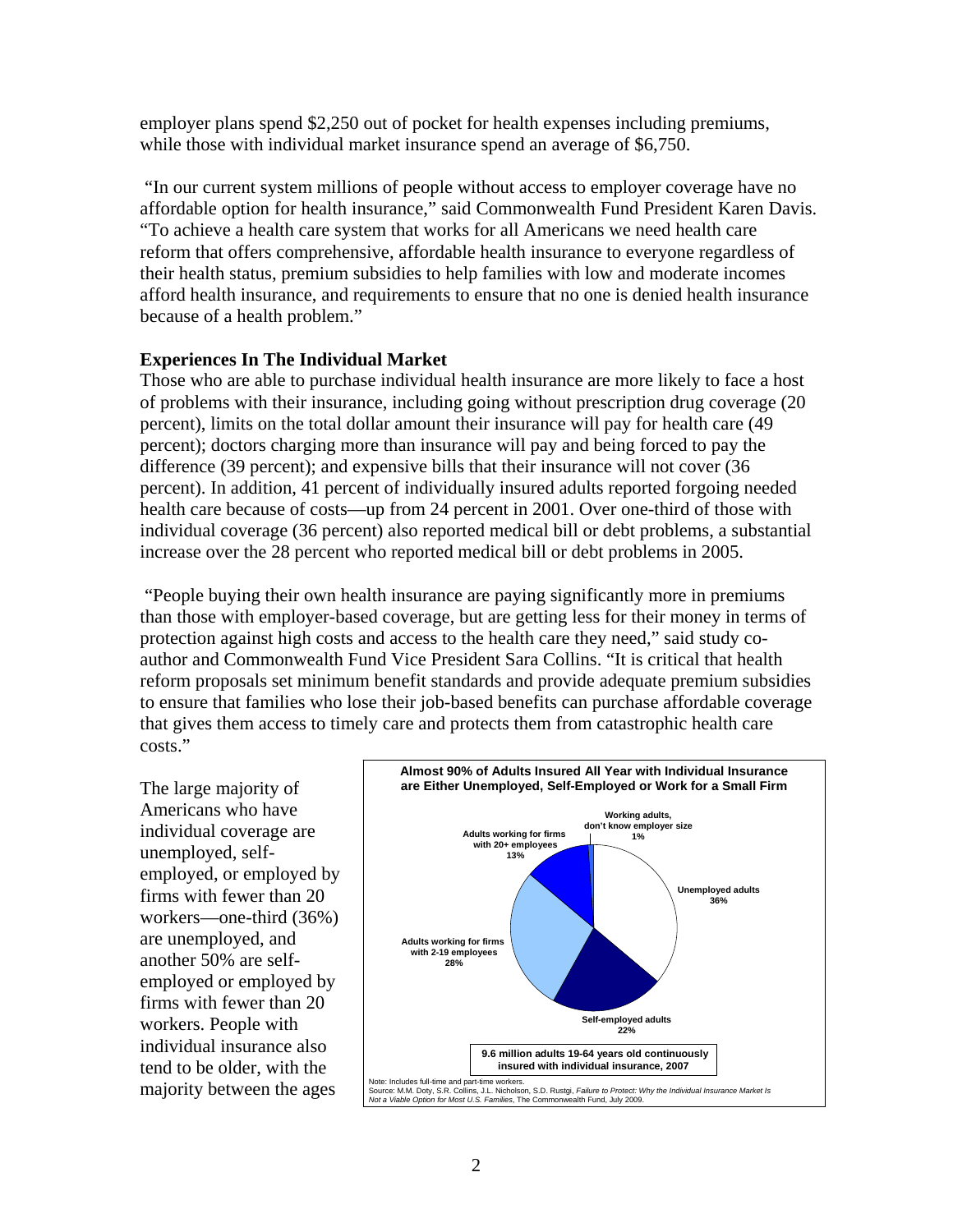employer plans spend $2,250 out of pocket for health expenses including premiums, while those with individual market insurance spend an average of $6,750.

"In our current system millions of people without access to employer coverage have no affordable option for health insurance," said Commonwealth Fund President Karen Davis. "To achieve a health care system that works for all Americans we need health care reform that offers comprehensive, affordable health insurance to everyone regardless of their health status, premium subsidies to help families with low and moderate incomes afford health insurance, and requirements to ensure that no one is denied health insurance because of a health problem."

**Experiences In The Individual Market**

Those who are able to purchase individual health insurance are more likely to face a host of problems with their insurance, including going without prescription drug coverage (20 percent), limits on the total dollar amount their insurance will pay for health care (49 percent); doctors charging more than insurance will pay and being forced to pay the difference (39 percent); and expensive bills that their insurance will not cover (36 percent). In addition, 41 percent of individually insured adults reported forgoing needed health care because of costs—up from 24 percent in 2001. Over one-third of those with individual coverage (36 percent) also reported medical bill or debt problems, a substantial increase over the 28 percent who reported medical bill or debt problems in 2005.

"People buying their own health insurance are paying significantly more in premiums than those with employer-based coverage, but are getting less for their money in terms of protection against high costs and access to the health care they need," said study co-author and Commonwealth Fund Vice President Sara Collins. "It is critical that health reform proposals set minimum benefit standards and provide adequate premium subsidies to ensure that families who lose their job-based benefits can purchase affordable coverage that gives them access to timely care and protects them from catastrophic health care costs."

The large majority of Americans who have individual coverage are unemployed, self-employed, or employed by firms with fewer than 20 workers—one-third (36%) are unemployed, and another 50% are self-employed or employed by firms with fewer than 20 workers. People with individual insurance also tend to be older, with the majority between the ages

**Almost 90% of Adults Insured All Year with Individual Insurance are Either Unemployed, Self-Employed or Work for a Small Firm**

| Category | Percent |
|---|---|
| Unemployed adults | 36% |
| Self-employed adults | 22% |
| Adults working for firms with 2-19 employees | 28% |
| Adults working for firms with 20+ employees | 13% |
| Working adults, don't know employer size | 1% |

**9.6 million adults 19-64 years old continuously insured with individual insurance, 2007**

Note: Includes full-time and part-time workers.
Source: M.M. Doty, S.R. Collins, J.L. Nicholson, S.D. Rustgi, *Failure to Protect: Why the Individual Insurance Market Is Not a Viable Option for Most U.S. Families*, The Commonwealth Fund, July 2009.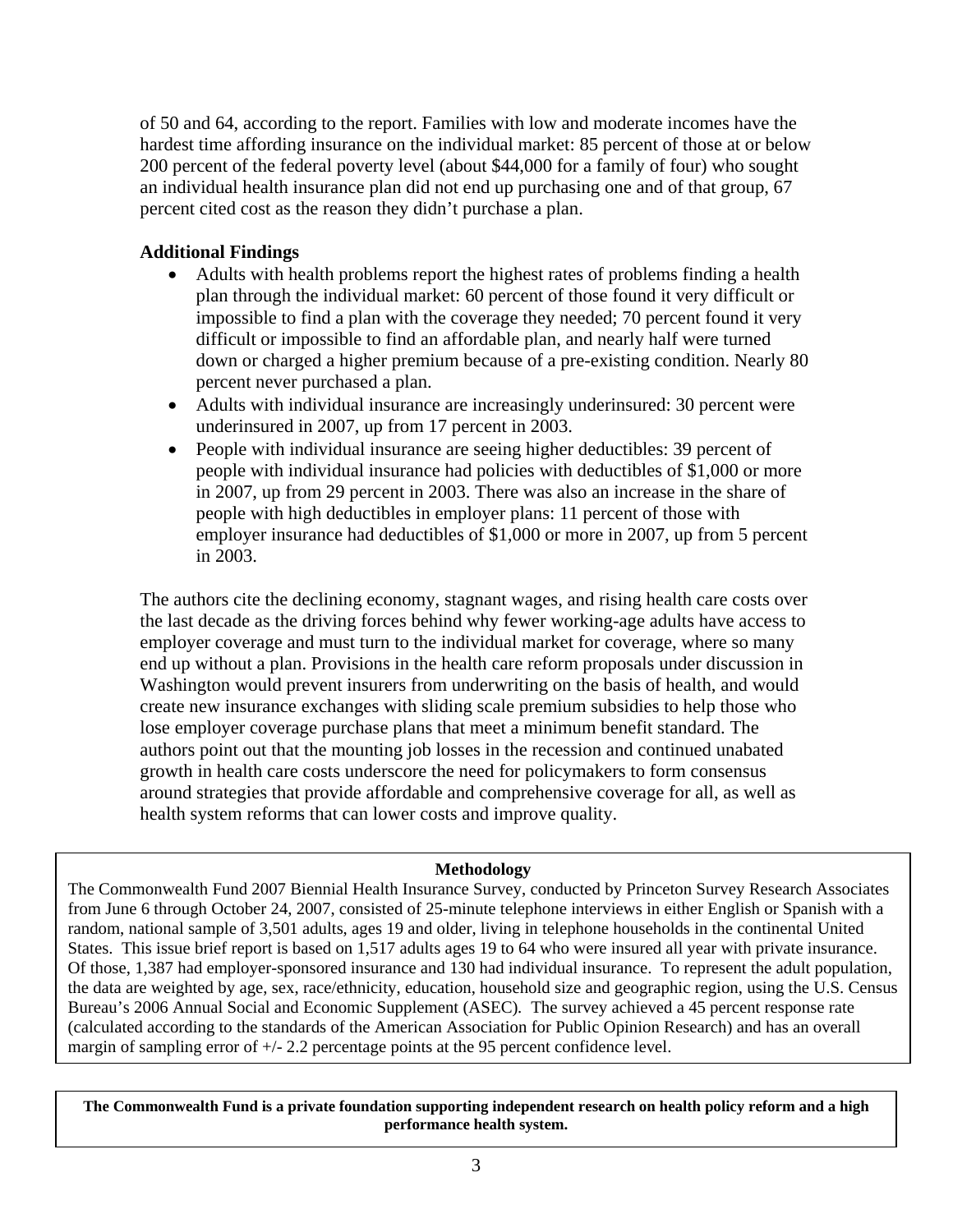of 50 and 64, according to the report. Families with low and moderate incomes have the hardest time affording insurance on the individual market: 85 percent of those at or below 200 percent of the federal poverty level (about $44,000 for a family of four) who sought an individual health insurance plan did not end up purchasing one and of that group, 67 percent cited cost as the reason they didn't purchase a plan.

**Additional Findings**

- Adults with health problems report the highest rates of problems finding a health plan through the individual market: 60 percent of those found it very difficult or impossible to find a plan with the coverage they needed; 70 percent found it very difficult or impossible to find an affordable plan, and nearly half were turned down or charged a higher premium because of a pre-existing condition. Nearly 80 percent never purchased a plan.
- Adults with individual insurance are increasingly underinsured: 30 percent were underinsured in 2007, up from 17 percent in 2003.
- People with individual insurance are seeing higher deductibles: 39 percent of people with individual insurance had policies with deductibles of $1,000 or more in 2007, up from 29 percent in 2003. There was also an increase in the share of people with high deductibles in employer plans: 11 percent of those with employer insurance had deductibles of $1,000 or more in 2007, up from 5 percent in 2003.

The authors cite the declining economy, stagnant wages, and rising health care costs over the last decade as the driving forces behind why fewer working-age adults have access to employer coverage and must turn to the individual market for coverage, where so many end up without a plan. Provisions in the health care reform proposals under discussion in Washington would prevent insurers from underwriting on the basis of health, and would create new insurance exchanges with sliding scale premium subsidies to help those who lose employer coverage purchase plans that meet a minimum benefit standard. The authors point out that the mounting job losses in the recession and continued unabated growth in health care costs underscore the need for policymakers to form consensus around strategies that provide affordable and comprehensive coverage for all, as well as health system reforms that can lower costs and improve quality.

**Methodology**

The Commonwealth Fund 2007 Biennial Health Insurance Survey, conducted by Princeton Survey Research Associates from June 6 through October 24, 2007, consisted of 25-minute telephone interviews in either English or Spanish with a random, national sample of 3,501 adults, ages 19 and older, living in telephone households in the continental United States. This issue brief report is based on 1,517 adults ages 19 to 64 who were insured all year with private insurance. Of those, 1,387 had employer-sponsored insurance and 130 had individual insurance. To represent the adult population, the data are weighted by age, sex, race/ethnicity, education, household size and geographic region, using the U.S. Census Bureau's 2006 Annual Social and Economic Supplement (ASEC). The survey achieved a 45 percent response rate (calculated according to the standards of the American Association for Public Opinion Research) and has an overall margin of sampling error of +/- 2.2 percentage points at the 95 percent confidence level.

**The Commonwealth Fund is a private foundation supporting independent research on health policy reform and a high performance health system.**